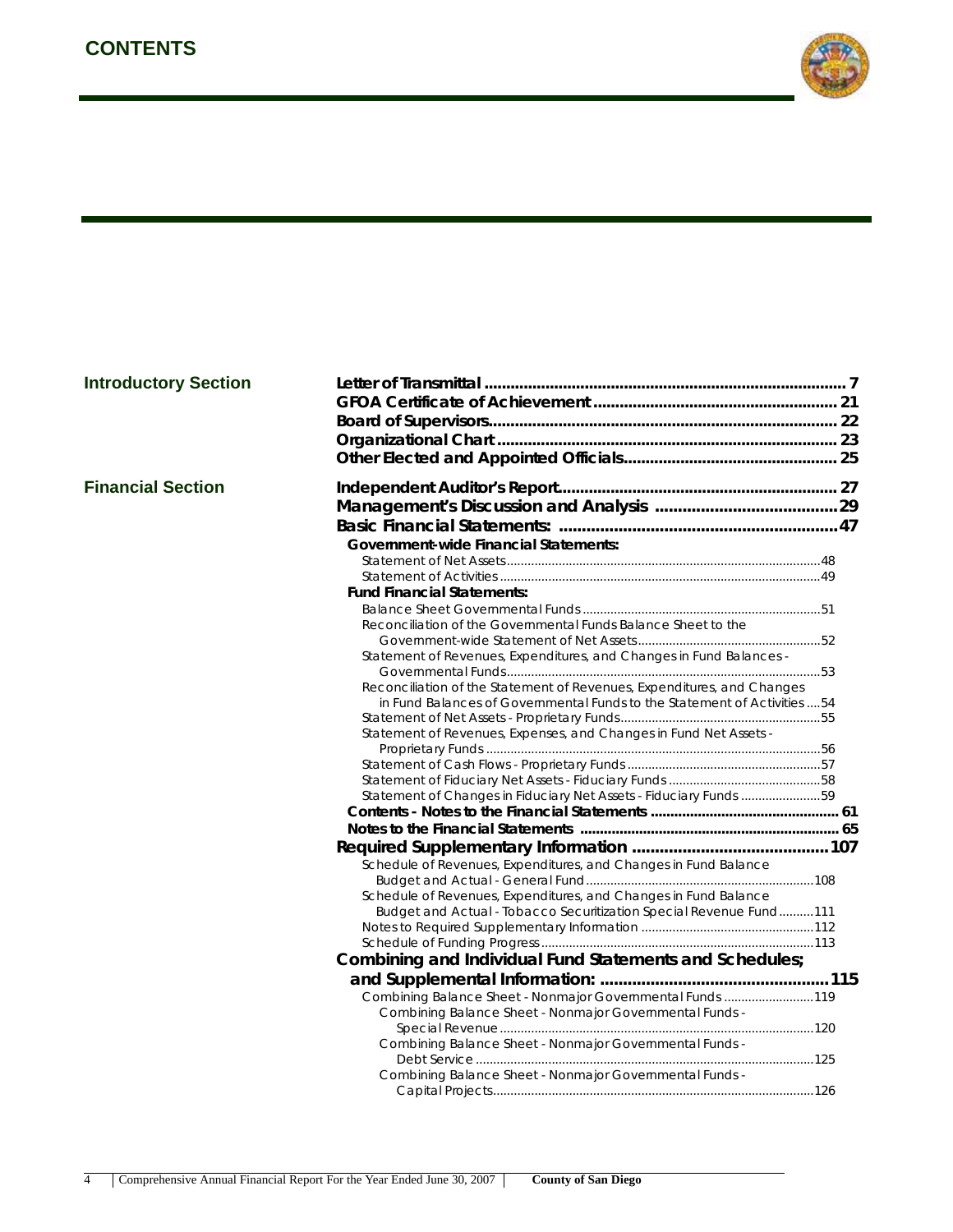# CONTENTS

| | | |
|---|---|---|
| **Introductory Section** | **Letter of Transmittal** | **7** |
| | **GFOA Certificate of Achievement** | **21** |
| | **Board of Supervisors** | **22** |
| | **Organizational Chart** | **23** |
| | **Other Elected and Appointed Officials** | **25** |
| **Financial Section** | **Independent Auditor's Report** | **27** |
| | **Management's Discussion and Analysis** | **29** |
| | **Basic Financial Statements:** | **47** |
| | **Government-wide Financial Statements:** | |
| | Statement of Net Assets | 48 |
| | Statement of Activities | 49 |
| | **Fund Financial Statements:** | |
| | Balance Sheet Governmental Funds | 51 |
| | Reconciliation of the Governmental Funds Balance Sheet to the Government-wide Statement of Net Assets | 52 |
| | Statement of Revenues, Expenditures, and Changes in Fund Balances - Governmental Funds | 53 |
| | Reconciliation of the Statement of Revenues, Expenditures, and Changes in Fund Balances of Governmental Funds to the Statement of Activities | 54 |
| | Statement of Net Assets - Proprietary Funds | 55 |
| | Statement of Revenues, Expenses, and Changes in Fund Net Assets - Proprietary Funds | 56 |
| | Statement of Cash Flows - Proprietary Funds | 57 |
| | Statement of Fiduciary Net Assets - Fiduciary Funds | 58 |
| | Statement of Changes in Fiduciary Net Assets - Fiduciary Funds | 59 |
| | **Contents - Notes to the Financial Statements** | **61** |
| | **Notes to the Financial Statements** | **65** |
| | **Required Supplementary Information** | **107** |
| | Schedule of Revenues, Expenditures, and Changes in Fund Balance Budget and Actual - General Fund | 108 |
| | Schedule of Revenues, Expenditures, and Changes in Fund Balance Budget and Actual - Tobacco Securitization Special Revenue Fund | 111 |
| | Notes to Required Supplementary Information | 112 |
| | Schedule of Funding Progress | 113 |
| | **Combining and Individual Fund Statements and Schedules; and Supplemental Information:** | **115** |
| | Combining Balance Sheet - Nonmajor Governmental Funds | 119 |
| | Combining Balance Sheet - Nonmajor Governmental Funds - Special Revenue | 120 |
| | Combining Balance Sheet - Nonmajor Governmental Funds - Debt Service | 125 |
| | Combining Balance Sheet - Nonmajor Governmental Funds - Capital Projects | 126 |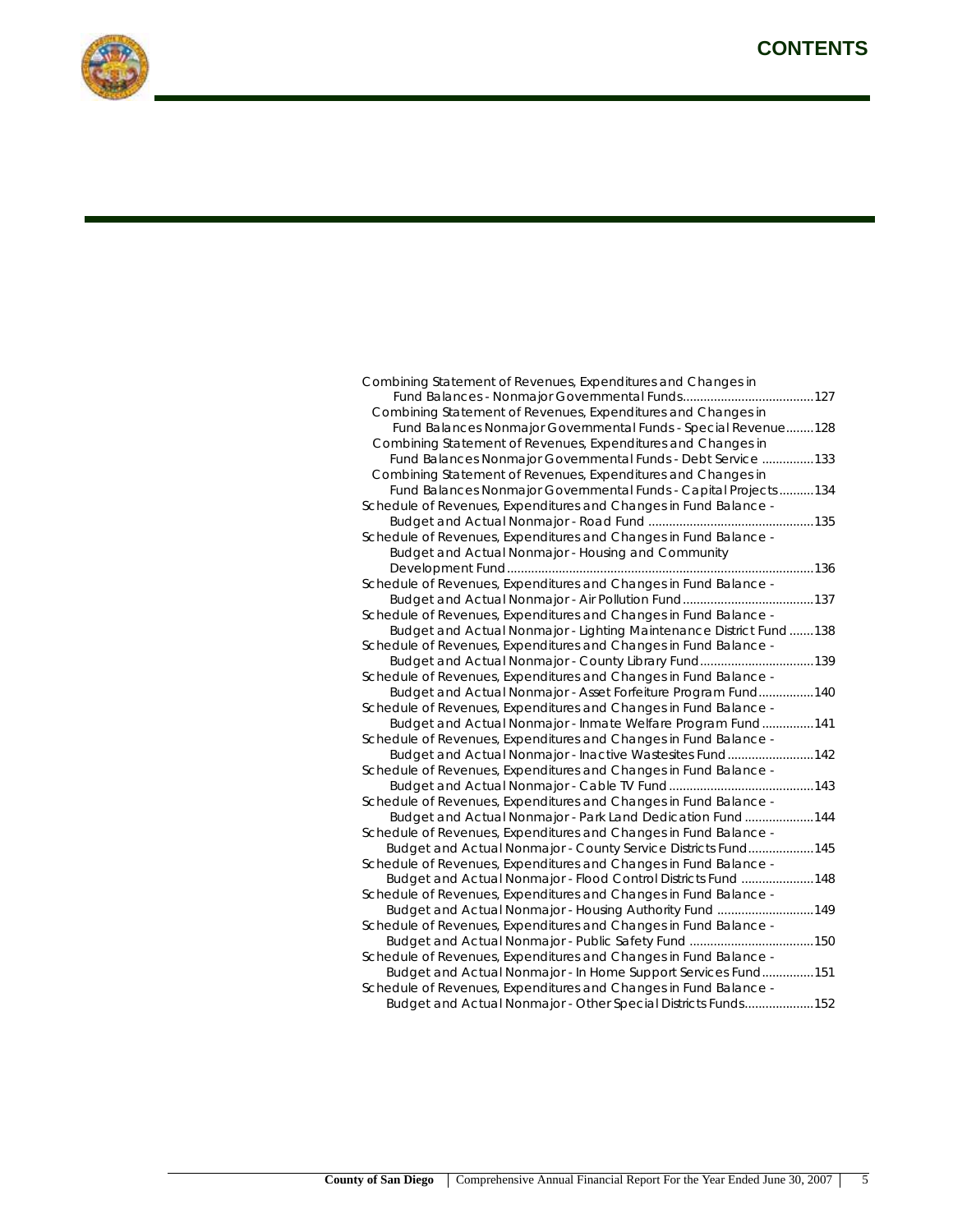# CONTENTS

Combining Statement of Revenues, Expenditures and Changes in Fund Balances - Nonmajor Governmental Funds......127

Combining Statement of Revenues, Expenditures and Changes in Fund Balances Nonmajor Governmental Funds - Special Revenue........128

Combining Statement of Revenues, Expenditures and Changes in Fund Balances Nonmajor Governmental Funds - Debt Service ...............133

Combining Statement of Revenues, Expenditures and Changes in Fund Balances Nonmajor Governmental Funds - Capital Projects..........134

Schedule of Revenues, Expenditures and Changes in Fund Balance - Budget and Actual Nonmajor - Road Fund ......135

Schedule of Revenues, Expenditures and Changes in Fund Balance - Budget and Actual Nonmajor - Housing and Community Development Fund......136

Schedule of Revenues, Expenditures and Changes in Fund Balance - Budget and Actual Nonmajor - Air Pollution Fund......137

Schedule of Revenues, Expenditures and Changes in Fund Balance - Budget and Actual Nonmajor - Lighting Maintenance District Fund .......138

Schedule of Revenues, Expenditures and Changes in Fund Balance - Budget and Actual Nonmajor - County Library Fund......139

Schedule of Revenues, Expenditures and Changes in Fund Balance - Budget and Actual Nonmajor - Asset Forfeiture Program Fund................140

Schedule of Revenues, Expenditures and Changes in Fund Balance - Budget and Actual Nonmajor - Inmate Welfare Program Fund ...............141

Schedule of Revenues, Expenditures and Changes in Fund Balance - Budget and Actual Nonmajor - Inactive Wastesites Fund......142

Schedule of Revenues, Expenditures and Changes in Fund Balance - Budget and Actual Nonmajor - Cable TV Fund ......143

Schedule of Revenues, Expenditures and Changes in Fund Balance - Budget and Actual Nonmajor - Park Land Dedication Fund ....................144

Schedule of Revenues, Expenditures and Changes in Fund Balance - Budget and Actual Nonmajor - County Service Districts Fund...................145

Schedule of Revenues, Expenditures and Changes in Fund Balance - Budget and Actual Nonmajor - Flood Control Districts Fund .....................148

Schedule of Revenues, Expenditures and Changes in Fund Balance - Budget and Actual Nonmajor - Housing Authority Fund ............................149

Schedule of Revenues, Expenditures and Changes in Fund Balance - Budget and Actual Nonmajor - Public Safety Fund ......150

Schedule of Revenues, Expenditures and Changes in Fund Balance - Budget and Actual Nonmajor - In Home Support Services Fund...............151

Schedule of Revenues, Expenditures and Changes in Fund Balance - Budget and Actual Nonmajor - Other Special Districts Funds....................152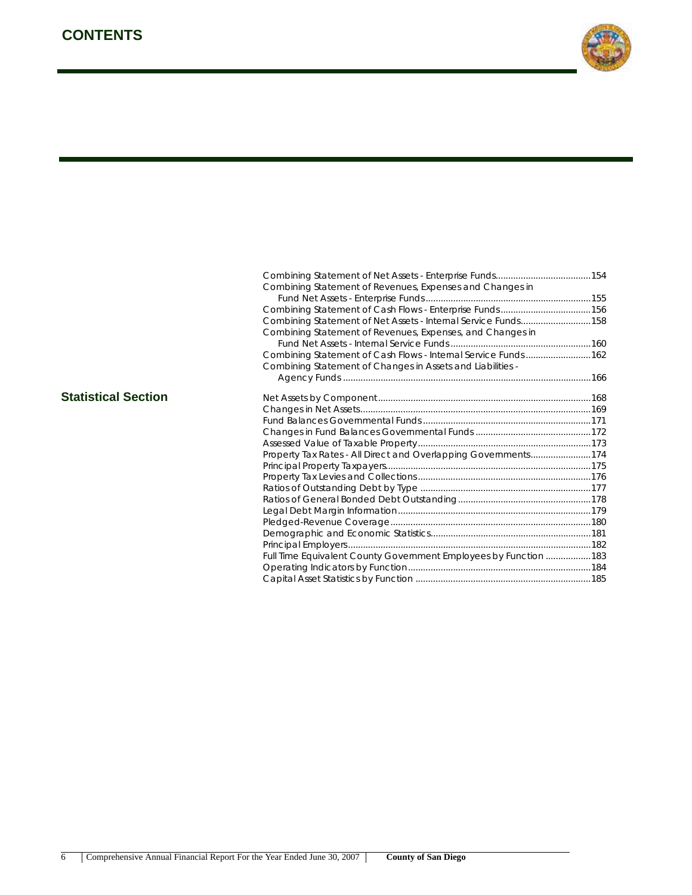# CONTENTS

Combining Statement of Net Assets - Enterprise Funds......................................154
Combining Statement of Revenues, Expenses and Changes in
Fund Net Assets - Enterprise Funds..................................................................155
Combining Statement of Cash Flows - Enterprise Funds....................................156
Combining Statement of Net Assets - Internal Service Funds............................158
Combining Statement of Revenues, Expenses, and Changes in
Fund Net Assets - Internal Service Funds........................................................160
Combining Statement of Cash Flows - Internal Service Funds..........................162
Combining Statement of Changes in Assets and Liabilities -
Agency Funds ...................................................................................................166

## Statistical Section

Net Assets by Component.....................................................................................168
Changes in Net Assets............................................................................................169
Fund Balances Governmental Funds...................................................................171
Changes in Fund Balances Governmental Funds ..............................................172
Assessed Value of Taxable Property.....................................................................173
Property Tax Rates - All Direct and Overlapping Governments........................174
Principal Property Taxpayers..................................................................................175
Property Tax Levies and Collections.....................................................................176
Ratios of Outstanding Debt by Type ....................................................................177
Ratios of General Bonded Debt Outstanding .....................................................178
Legal Debt Margin Information.............................................................................179
Pledged-Revenue Coverage................................................................................180
Demographic and Economic Statistics................................................................181
Principal Employers.................................................................................................182
Full Time Equivalent County Government Employees by Function ..................183
Operating Indicators by Function.........................................................................184
Capital Asset Statistics by Function ......................................................................185